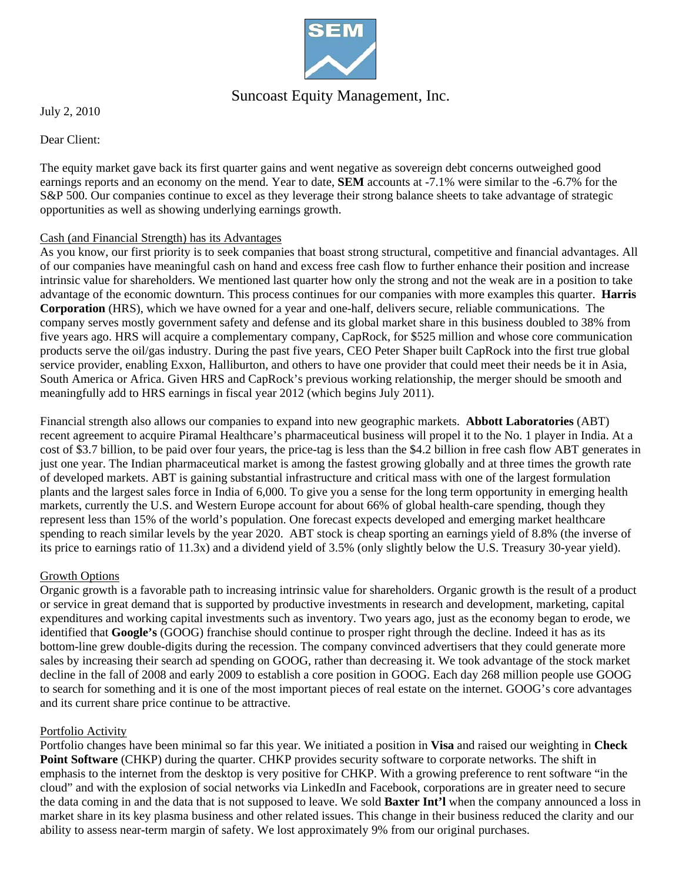# Suncoast Equity Management, Inc.

July 2, 2010

Dear Client:

The equity market gave back its first quarter gains and went negative as sovereign debt concerns outweighed good earnings reports and an economy on the mend. Year to date, **SEM** accounts at -7.1% were similar to the -6.7% for the S&P 500. Our companies continue to excel as they leverage their strong balance sheets to take advantage of strategic opportunities as well as showing underlying earnings growth.

## Cash (and Financial Strength) has its Advantages

As you know, our first priority is to seek companies that boast strong structural, competitive and financial advantages. All of our companies have meaningful cash on hand and excess free cash flow to further enhance their position and increase intrinsic value for shareholders. We mentioned last quarter how only the strong and not the weak are in a position to take advantage of the economic downturn. This process continues for our companies with more examples this quarter. **Harris Corporation** (HRS), which we have owned for a year and one-half, delivers secure, reliable communications. The company serves mostly government safety and defense and its global market share in this business doubled to 38% from five years ago. HRS will acquire a complementary company, CapRock, for $525 million and whose core communication products serve the oil/gas industry. During the past five years, CEO Peter Shaper built CapRock into the first true global service provider, enabling Exxon, Halliburton, and others to have one provider that could meet their needs be it in Asia, South America or Africa. Given HRS and CapRock's previous working relationship, the merger should be smooth and meaningfully add to HRS earnings in fiscal year 2012 (which begins July 2011).

Financial strength also allows our companies to expand into new geographic markets. **Abbott Laboratories** (ABT) recent agreement to acquire Piramal Healthcare's pharmaceutical business will propel it to the No. 1 player in India. At a cost of $3.7 billion, to be paid over four years, the price-tag is less than the $4.2 billion in free cash flow ABT generates in just one year. The Indian pharmaceutical market is among the fastest growing globally and at three times the growth rate of developed markets. ABT is gaining substantial infrastructure and critical mass with one of the largest formulation plants and the largest sales force in India of 6,000. To give you a sense for the long term opportunity in emerging health markets, currently the U.S. and Western Europe account for about 66% of global health-care spending, though they represent less than 15% of the world's population. One forecast expects developed and emerging market healthcare spending to reach similar levels by the year 2020. ABT stock is cheap sporting an earnings yield of 8.8% (the inverse of its price to earnings ratio of 11.3x) and a dividend yield of 3.5% (only slightly below the U.S. Treasury 30-year yield).

## Growth Options

Organic growth is a favorable path to increasing intrinsic value for shareholders. Organic growth is the result of a product or service in great demand that is supported by productive investments in research and development, marketing, capital expenditures and working capital investments such as inventory. Two years ago, just as the economy began to erode, we identified that **Google's** (GOOG) franchise should continue to prosper right through the decline. Indeed it has as its bottom-line grew double-digits during the recession. The company convinced advertisers that they could generate more sales by increasing their search ad spending on GOOG, rather than decreasing it. We took advantage of the stock market decline in the fall of 2008 and early 2009 to establish a core position in GOOG. Each day 268 million people use GOOG to search for something and it is one of the most important pieces of real estate on the internet. GOOG's core advantages and its current share price continue to be attractive.

## Portfolio Activity

Portfolio changes have been minimal so far this year. We initiated a position in **Visa** and raised our weighting in **Check Point Software** (CHKP) during the quarter. CHKP provides security software to corporate networks. The shift in emphasis to the internet from the desktop is very positive for CHKP. With a growing preference to rent software "in the cloud" and with the explosion of social networks via LinkedIn and Facebook, corporations are in greater need to secure the data coming in and the data that is not supposed to leave. We sold **Baxter Int'l** when the company announced a loss in market share in its key plasma business and other related issues. This change in their business reduced the clarity and our ability to assess near-term margin of safety. We lost approximately 9% from our original purchases.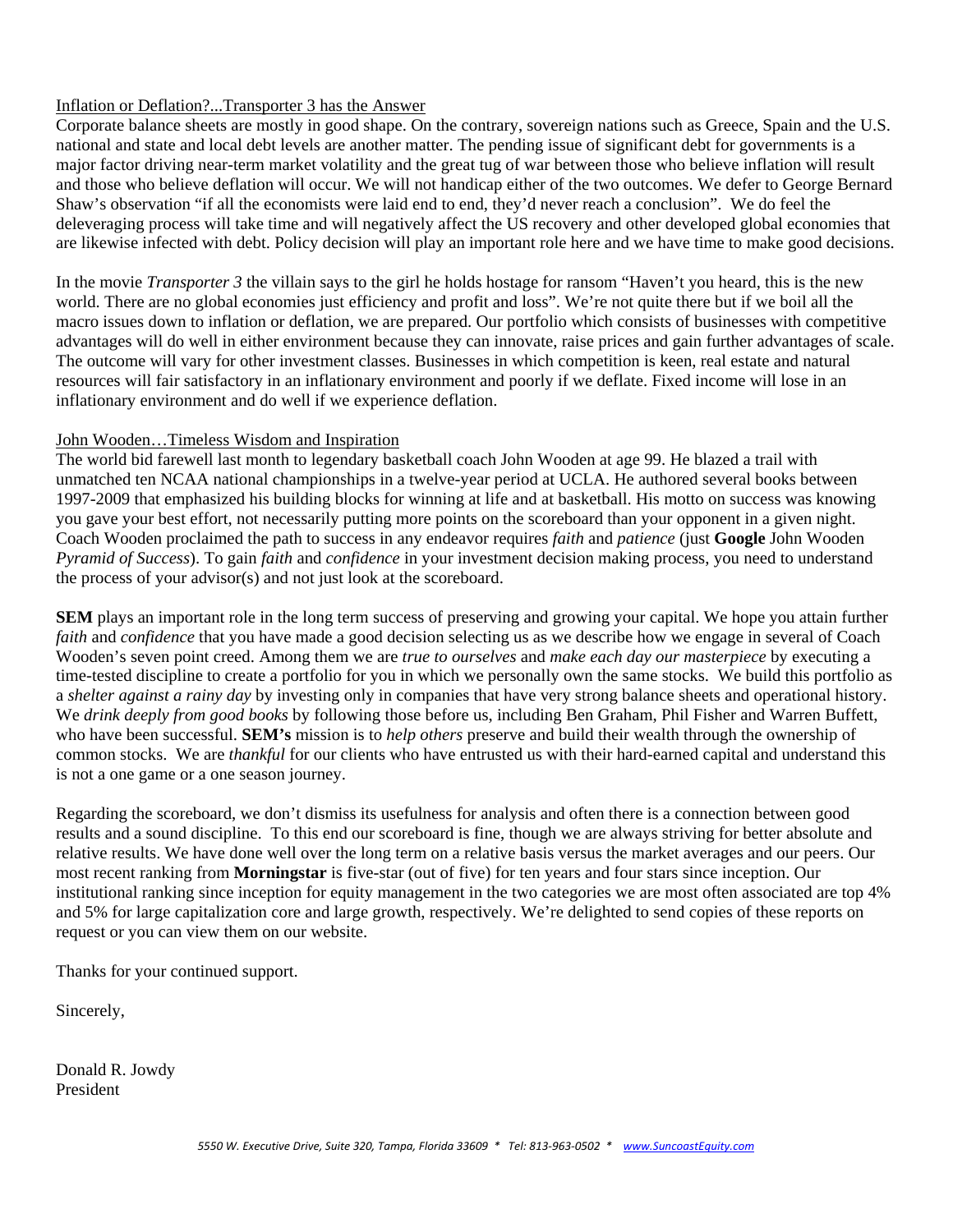<u>Inflation or Deflation?...Transporter 3 has the Answer</u>

Corporate balance sheets are mostly in good shape. On the contrary, sovereign nations such as Greece, Spain and the U.S. national and state and local debt levels are another matter. The pending issue of significant debt for governments is a major factor driving near-term market volatility and the great tug of war between those who believe inflation will result and those who believe deflation will occur. We will not handicap either of the two outcomes. We defer to George Bernard Shaw's observation "if all the economists were laid end to end, they'd never reach a conclusion". We do feel the deleveraging process will take time and will negatively affect the US recovery and other developed global economies that are likewise infected with debt. Policy decision will play an important role here and we have time to make good decisions.

In the movie *Transporter 3* the villain says to the girl he holds hostage for ransom "Haven't you heard, this is the new world. There are no global economies just efficiency and profit and loss". We're not quite there but if we boil all the macro issues down to inflation or deflation, we are prepared. Our portfolio which consists of businesses with competitive advantages will do well in either environment because they can innovate, raise prices and gain further advantages of scale. The outcome will vary for other investment classes. Businesses in which competition is keen, real estate and natural resources will fair satisfactory in an inflationary environment and poorly if we deflate. Fixed income will lose in an inflationary environment and do well if we experience deflation.

<u>John Wooden…Timeless Wisdom and Inspiration</u>

The world bid farewell last month to legendary basketball coach John Wooden at age 99. He blazed a trail with unmatched ten NCAA national championships in a twelve-year period at UCLA. He authored several books between 1997-2009 that emphasized his building blocks for winning at life and at basketball. His motto on success was knowing you gave your best effort, not necessarily putting more points on the scoreboard than your opponent in a given night. Coach Wooden proclaimed the path to success in any endeavor requires *faith* and *patience* (just **Google** John Wooden *Pyramid of Success*). To gain *faith* and *confidence* in your investment decision making process, you need to understand the process of your advisor(s) and not just look at the scoreboard.

**SEM** plays an important role in the long term success of preserving and growing your capital. We hope you attain further *faith* and *confidence* that you have made a good decision selecting us as we describe how we engage in several of Coach Wooden's seven point creed. Among them we are *true to ourselves* and *make each day our masterpiece* by executing a time-tested discipline to create a portfolio for you in which we personally own the same stocks. We build this portfolio as a *shelter against a rainy day* by investing only in companies that have very strong balance sheets and operational history. We *drink deeply from good books* by following those before us, including Ben Graham, Phil Fisher and Warren Buffett, who have been successful. **SEM's** mission is to *help others* preserve and build their wealth through the ownership of common stocks. We are *thankful* for our clients who have entrusted us with their hard-earned capital and understand this is not a one game or a one season journey.

Regarding the scoreboard, we don't dismiss its usefulness for analysis and often there is a connection between good results and a sound discipline. To this end our scoreboard is fine, though we are always striving for better absolute and relative results. We have done well over the long term on a relative basis versus the market averages and our peers. Our most recent ranking from **Morningstar** is five-star (out of five) for ten years and four stars since inception. Our institutional ranking since inception for equity management in the two categories we are most often associated are top 4% and 5% for large capitalization core and large growth, respectively. We're delighted to send copies of these reports on request or you can view them on our website.

Thanks for your continued support.

Sincerely,

Donald R. Jowdy
President

*5550 W. Executive Drive, Suite 320, Tampa, Florida 33609 * Tel: 813-963-0502 * www.SuncoastEquity.com*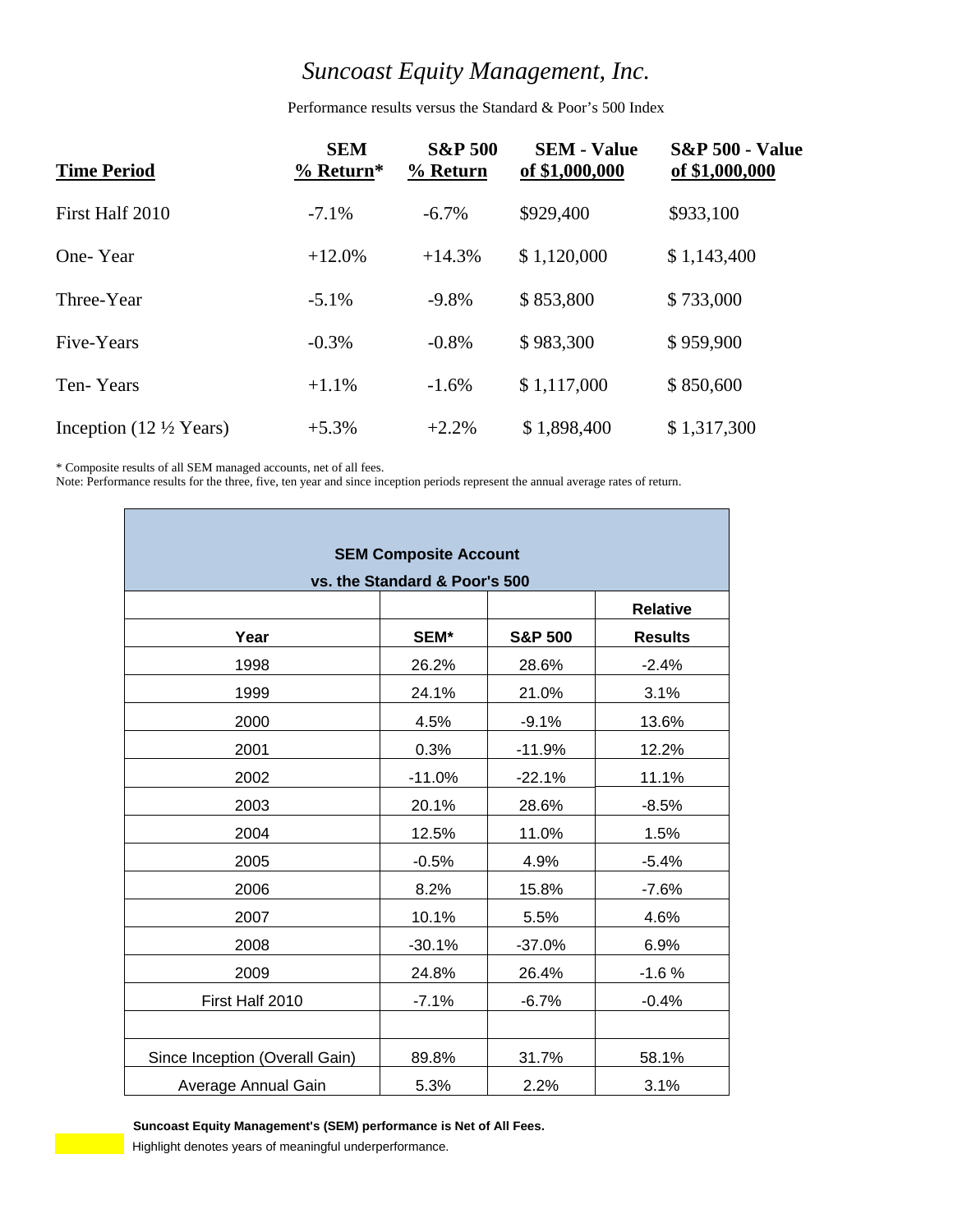# *Suncoast Equity Management, Inc.*

Performance results versus the Standard & Poor's 500 Index

| Time Period | SEM % Return* | S&P 500 % Return | SEM - Value of $1,000,000 | S&P 500 - Value of $1,000,000 |
|---|---|---|---|---|
| First Half 2010 | -7.1% | -6.7% | $929,400 | $933,100 |
| One- Year | +12.0% | +14.3% | $ 1,120,000 | $ 1,143,400 |
| Three-Year | -5.1% | -9.8% | $ 853,800 | $ 733,000 |
| Five-Years | -0.3% | -0.8% | $ 983,300 | $ 959,900 |
| Ten- Years | +1.1% | -1.6% | $ 1,117,000 | $ 850,600 |
| Inception (12 ½ Years) | +5.3% | +2.2% | $ 1,898,400 | $ 1,317,300 |

* Composite results of all SEM managed accounts, net of all fees.
Note: Performance results for the three, five, ten year and since inception periods represent the annual average rates of return.

| SEM Composite Account vs. the Standard & Poor's 500 | | | |
|---|---|---|---|
| | | | Relative |
| Year | SEM* | S&P 500 | Results |
| 1998 | 26.2% | 28.6% | -2.4% |
| 1999 | 24.1% | 21.0% | 3.1% |
| 2000 | 4.5% | -9.1% | 13.6% |
| 2001 | 0.3% | -11.9% | 12.2% |
| 2002 | -11.0% | -22.1% | 11.1% |
| 2003 | 20.1% | 28.6% | -8.5% |
| 2004 | 12.5% | 11.0% | 1.5% |
| 2005 | -0.5% | 4.9% | -5.4% |
| 2006 | 8.2% | 15.8% | -7.6% |
| 2007 | 10.1% | 5.5% | 4.6% |
| 2008 | -30.1% | -37.0% | 6.9% |
| 2009 | 24.8% | 26.4% | -1.6 % |
| First Half 2010 | -7.1% | -6.7% | -0.4% |
| | | | |
| Since Inception (Overall Gain) | 89.8% | 31.7% | 58.1% |
| Average Annual Gain | 5.3% | 2.2% | 3.1% |

**Suncoast Equity Management's (SEM) performance is Net of All Fees.**

Highlight denotes years of meaningful underperformance.